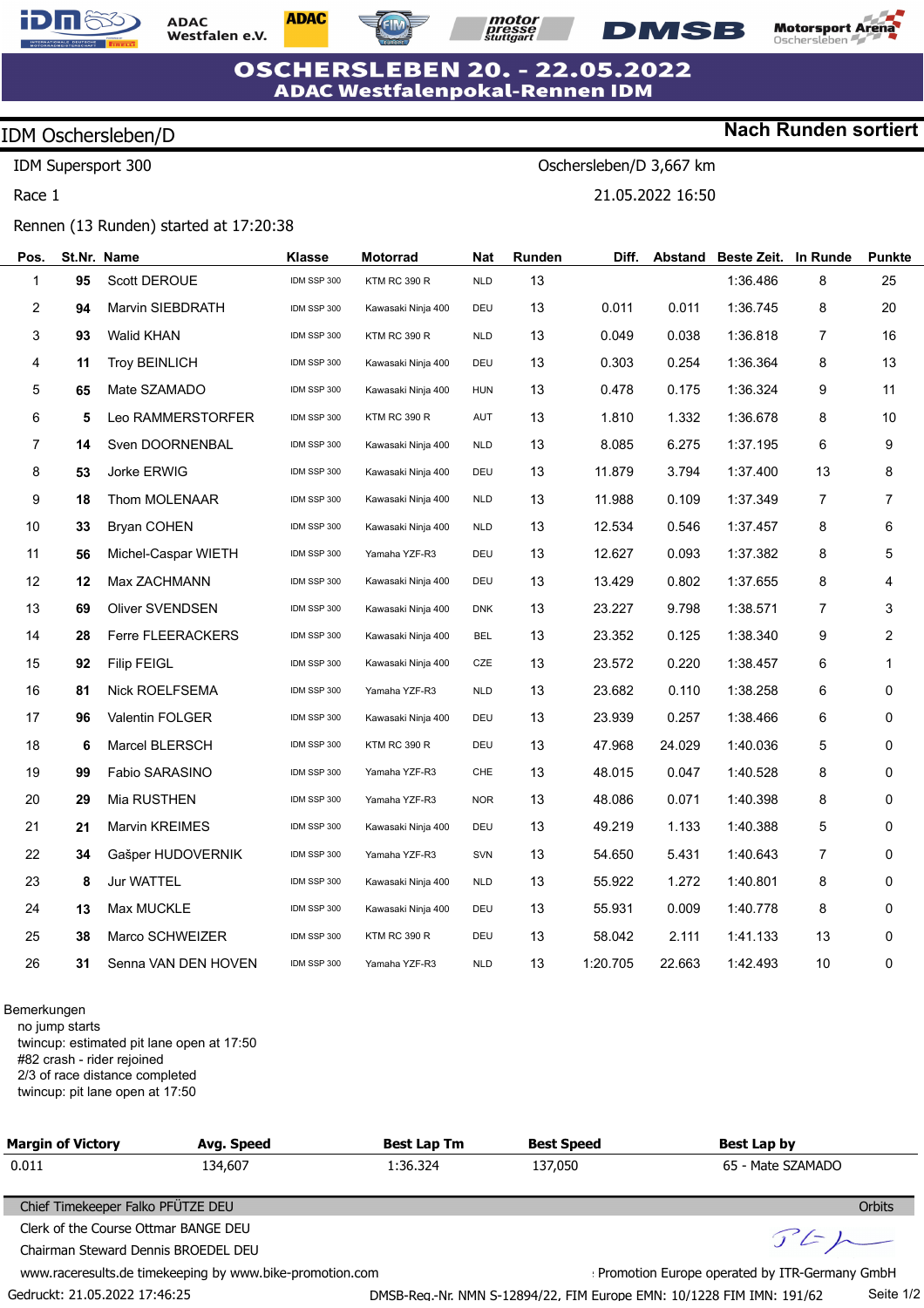# OSCHERSLEBEN 20. - 22.05.2022
## ADAC Westfalenpokal-Rennen IDM

**IDM Oschersleben/D** — **Nach Runden sortiert**

IDM Supersport 300 — Oschersleben/D 3,667 km

Race 1 — 21.05.2022 16:50

Rennen (13 Runden) started at 17:20:38

| Pos. | St.Nr. | Name | Klasse | Motorrad | Nat | Runden | Diff. | Abstand | Beste Zeit. | In Runde | Punkte |
|---|---|---|---|---|---|---|---|---|---|---|---|
| 1 | **95** | Scott DEROUE | IDM SSP 300 | KTM RC 390 R | NLD | 13 | | | 1:36.486 | 8 | 25 |
| 2 | **94** | Marvin SIEBDRATH | IDM SSP 300 | Kawasaki Ninja 400 | DEU | 13 | 0.011 | 0.011 | 1:36.745 | 8 | 20 |
| 3 | **93** | Walid KHAN | IDM SSP 300 | KTM RC 390 R | NLD | 13 | 0.049 | 0.038 | 1:36.818 | 7 | 16 |
| 4 | **11** | Troy BEINLICH | IDM SSP 300 | Kawasaki Ninja 400 | DEU | 13 | 0.303 | 0.254 | 1:36.364 | 8 | 13 |
| 5 | **65** | Mate SZAMADO | IDM SSP 300 | Kawasaki Ninja 400 | HUN | 13 | 0.478 | 0.175 | 1:36.324 | 9 | 11 |
| 6 | **5** | Leo RAMMERSTORFER | IDM SSP 300 | KTM RC 390 R | AUT | 13 | 1.810 | 1.332 | 1:36.678 | 8 | 10 |
| 7 | **14** | Sven DOORNENBAL | IDM SSP 300 | Kawasaki Ninja 400 | NLD | 13 | 8.085 | 6.275 | 1:37.195 | 6 | 9 |
| 8 | **53** | Jorke ERWIG | IDM SSP 300 | Kawasaki Ninja 400 | DEU | 13 | 11.879 | 3.794 | 1:37.400 | 13 | 8 |
| 9 | **18** | Thom MOLENAAR | IDM SSP 300 | Kawasaki Ninja 400 | NLD | 13 | 11.988 | 0.109 | 1:37.349 | 7 | 7 |
| 10 | **33** | Bryan COHEN | IDM SSP 300 | Kawasaki Ninja 400 | NLD | 13 | 12.534 | 0.546 | 1:37.457 | 8 | 6 |
| 11 | **56** | Michel-Caspar WIETH | IDM SSP 300 | Yamaha YZF-R3 | DEU | 13 | 12.627 | 0.093 | 1:37.382 | 8 | 5 |
| 12 | **12** | Max ZACHMANN | IDM SSP 300 | Kawasaki Ninja 400 | DEU | 13 | 13.429 | 0.802 | 1:37.655 | 8 | 4 |
| 13 | **69** | Oliver SVENDSEN | IDM SSP 300 | Kawasaki Ninja 400 | DNK | 13 | 23.227 | 9.798 | 1:38.571 | 7 | 3 |
| 14 | **28** | Ferre FLEERACKERS | IDM SSP 300 | Kawasaki Ninja 400 | BEL | 13 | 23.352 | 0.125 | 1:38.340 | 9 | 2 |
| 15 | **92** | Filip FEIGL | IDM SSP 300 | Kawasaki Ninja 400 | CZE | 13 | 23.572 | 0.220 | 1:38.457 | 6 | 1 |
| 16 | **81** | Nick ROELFSEMA | IDM SSP 300 | Yamaha YZF-R3 | NLD | 13 | 23.682 | 0.110 | 1:38.258 | 6 | 0 |
| 17 | **96** | Valentin FOLGER | IDM SSP 300 | Kawasaki Ninja 400 | DEU | 13 | 23.939 | 0.257 | 1:38.466 | 6 | 0 |
| 18 | **6** | Marcel BLERSCH | IDM SSP 300 | KTM RC 390 R | DEU | 13 | 47.968 | 24.029 | 1:40.036 | 5 | 0 |
| 19 | **99** | Fabio SARASINO | IDM SSP 300 | Yamaha YZF-R3 | CHE | 13 | 48.015 | 0.047 | 1:40.528 | 8 | 0 |
| 20 | **29** | Mia RUSTHEN | IDM SSP 300 | Yamaha YZF-R3 | NOR | 13 | 48.086 | 0.071 | 1:40.398 | 8 | 0 |
| 21 | **21** | Marvin KREIMES | IDM SSP 300 | Kawasaki Ninja 400 | DEU | 13 | 49.219 | 1.133 | 1:40.388 | 5 | 0 |
| 22 | **34** | Gašper HUDOVERNIK | IDM SSP 300 | Yamaha YZF-R3 | SVN | 13 | 54.650 | 5.431 | 1:40.643 | 7 | 0 |
| 23 | **8** | Jur WATTEL | IDM SSP 300 | Kawasaki Ninja 400 | NLD | 13 | 55.922 | 1.272 | 1:40.801 | 8 | 0 |
| 24 | **13** | Max MUCKLE | IDM SSP 300 | Kawasaki Ninja 400 | DEU | 13 | 55.931 | 0.009 | 1:40.778 | 8 | 0 |
| 25 | **38** | Marco SCHWEIZER | IDM SSP 300 | KTM RC 390 R | DEU | 13 | 58.042 | 2.111 | 1:41.133 | 13 | 0 |
| 26 | **31** | Senna VAN DEN HOVEN | IDM SSP 300 | Yamaha YZF-R3 | NLD | 13 | 1:20.705 | 22.663 | 1:42.493 | 10 | 0 |

Bemerkungen
- no jump starts
- twincup: estimated pit lane open at 17:50
- #82 crash - rider rejoined
- 2/3 of race distance completed
- twincup: pit lane open at 17:50

| Margin of Victory | Avg. Speed | Best Lap Tm | Best Speed | Best Lap by |
|---|---|---|---|---|
| 0.011 | 134,607 | 1:36.324 | 137,050 | 65 - Mate SZAMADO |

Chief Timekeeper Falko PFÜTZE DEU — Orbits

Clerk of the Course Ottmar BANGE DEU

Chairman Steward Dennis BROEDEL DEU

www.raceresults.de timekeeping by www.bike-promotion.com — Promotion Europe operated by ITR-Germany GmbH

Gedruckt: 21.05.2022 17:46:25 — DMSB-Reg.-Nr. NMN S-12894/22, FIM Europe EMN: 10/1228 FIM IMN: 191/62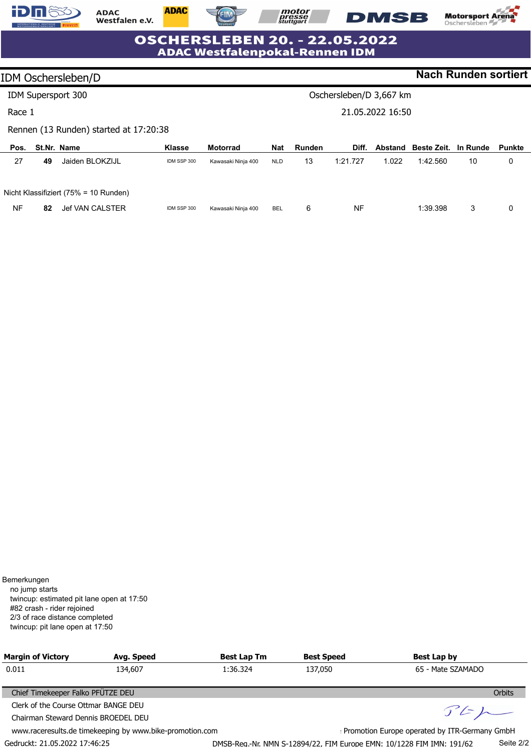# OSCHERSLEBEN 20. - 22.05.2022
## ADAC Westfalenpokal-Rennen IDM

IDM Oschersleben/D — **Nach Runden sortiert**

IDM Supersport 300 — Oschersleben/D 3,667 km

Race 1 — 21.05.2022 16:50

Rennen (13 Runden) started at 17:20:38

| Pos. | St.Nr. | Name | Klasse | Motorrad | Nat | Runden | Diff. | Abstand | Beste Zeit. | In Runde | Punkte |
|---|---|---|---|---|---|---|---|---|---|---|---|
| 27 | **49** | Jaiden BLOKZIJL | IDM SSP 300 | Kawasaki Ninja 400 | NLD | 13 | 1:21.727 | 1.022 | 1:42.560 | 10 | 0 |
| Nicht Klassifiziert (75% = 10 Runden) | | | | | | | | | | | |
| NF | **82** | Jef VAN CALSTER | IDM SSP 300 | Kawasaki Ninja 400 | BEL | 6 | NF | | 1:39.398 | 3 | 0 |

Bemerkungen
- no jump starts
- twincup: estimated pit lane open at 17:50
- #82 crash - rider rejoined
- 2/3 of race distance completed
- twincup: pit lane open at 17:50

| Margin of Victory | Avg. Speed | Best Lap Tm | Best Speed | Best Lap by |
|---|---|---|---|---|
| 0.011 | 134,607 | 1:36.324 | 137,050 | 65 - Mate SZAMADO |

Chief Timekeeper Falko PFÜTZE DEU — Orbits

Clerk of the Course Ottmar BANGE DEU

Chairman Steward Dennis BROEDEL DEU

www.raceresults.de timekeeping by www.bike-promotion.com — Promotion Europe operated by ITR-Germany GmbH

Gedruckt: 21.05.2022 17:46:25 — DMSB-Reg.-Nr. NMN S-12894/22, FIM Europe EMN: 10/1228 FIM IMN: 191/62